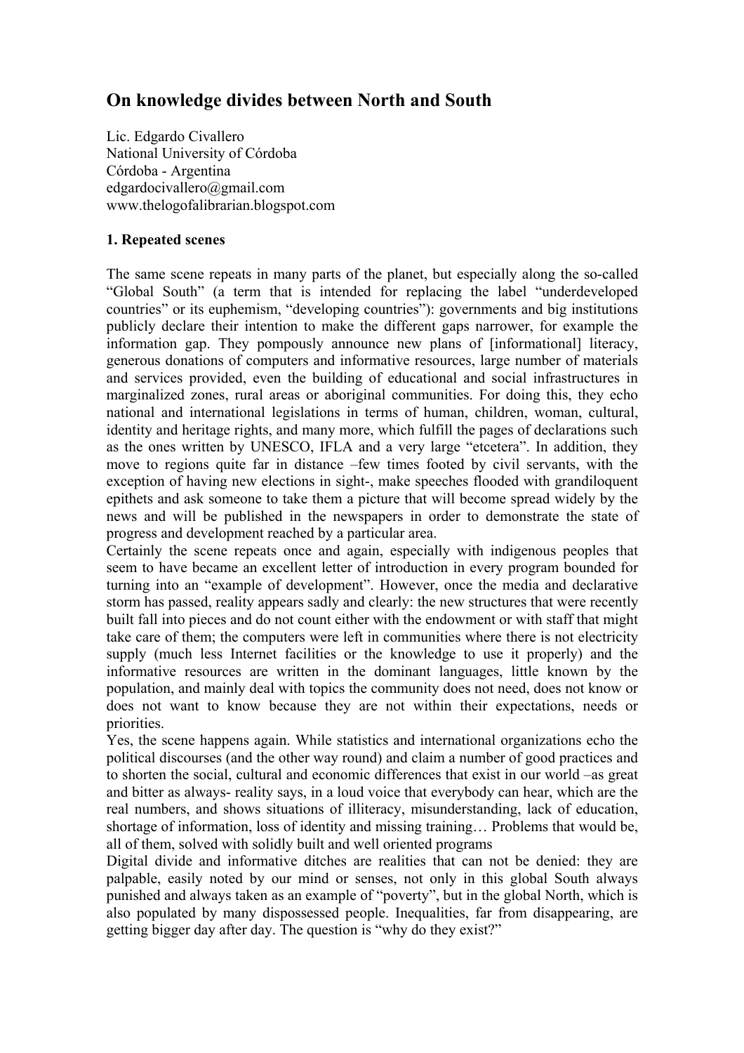# On knowledge divides between North and South

Lic. Edgardo Civallero
National University of Córdoba
Córdoba - Argentina
edgardocivallero@gmail.com
www.thelogofalibrarian.blogspot.com

## 1. Repeated scenes

The same scene repeats in many parts of the planet, but especially along the so-called "Global South" (a term that is intended for replacing the label "underdeveloped countries" or its euphemism, "developing countries"): governments and big institutions publicly declare their intention to make the different gaps narrower, for example the information gap. They pompously announce new plans of [informational] literacy, generous donations of computers and informative resources, large number of materials and services provided, even the building of educational and social infrastructures in marginalized zones, rural areas or aboriginal communities. For doing this, they echo national and international legislations in terms of human, children, woman, cultural, identity and heritage rights, and many more, which fulfill the pages of declarations such as the ones written by UNESCO, IFLA and a very large "etcetera". In addition, they move to regions quite far in distance –few times footed by civil servants, with the exception of having new elections in sight-, make speeches flooded with grandiloquent epithets and ask someone to take them a picture that will become spread widely by the news and will be published in the newspapers in order to demonstrate the state of progress and development reached by a particular area.

Certainly the scene repeats once and again, especially with indigenous peoples that seem to have became an excellent letter of introduction in every program bounded for turning into an "example of development". However, once the media and declarative storm has passed, reality appears sadly and clearly: the new structures that were recently built fall into pieces and do not count either with the endowment or with staff that might take care of them; the computers were left in communities where there is not electricity supply (much less Internet facilities or the knowledge to use it properly) and the informative resources are written in the dominant languages, little known by the population, and mainly deal with topics the community does not need, does not know or does not want to know because they are not within their expectations, needs or priorities.

Yes, the scene happens again. While statistics and international organizations echo the political discourses (and the other way round) and claim a number of good practices and to shorten the social, cultural and economic differences that exist in our world –as great and bitter as always- reality says, in a loud voice that everybody can hear, which are the real numbers, and shows situations of illiteracy, misunderstanding, lack of education, shortage of information, loss of identity and missing training… Problems that would be, all of them, solved with solidly built and well oriented programs

Digital divide and informative ditches are realities that can not be denied: they are palpable, easily noted by our mind or senses, not only in this global South always punished and always taken as an example of "poverty", but in the global North, which is also populated by many dispossessed people. Inequalities, far from disappearing, are getting bigger day after day. The question is "why do they exist?"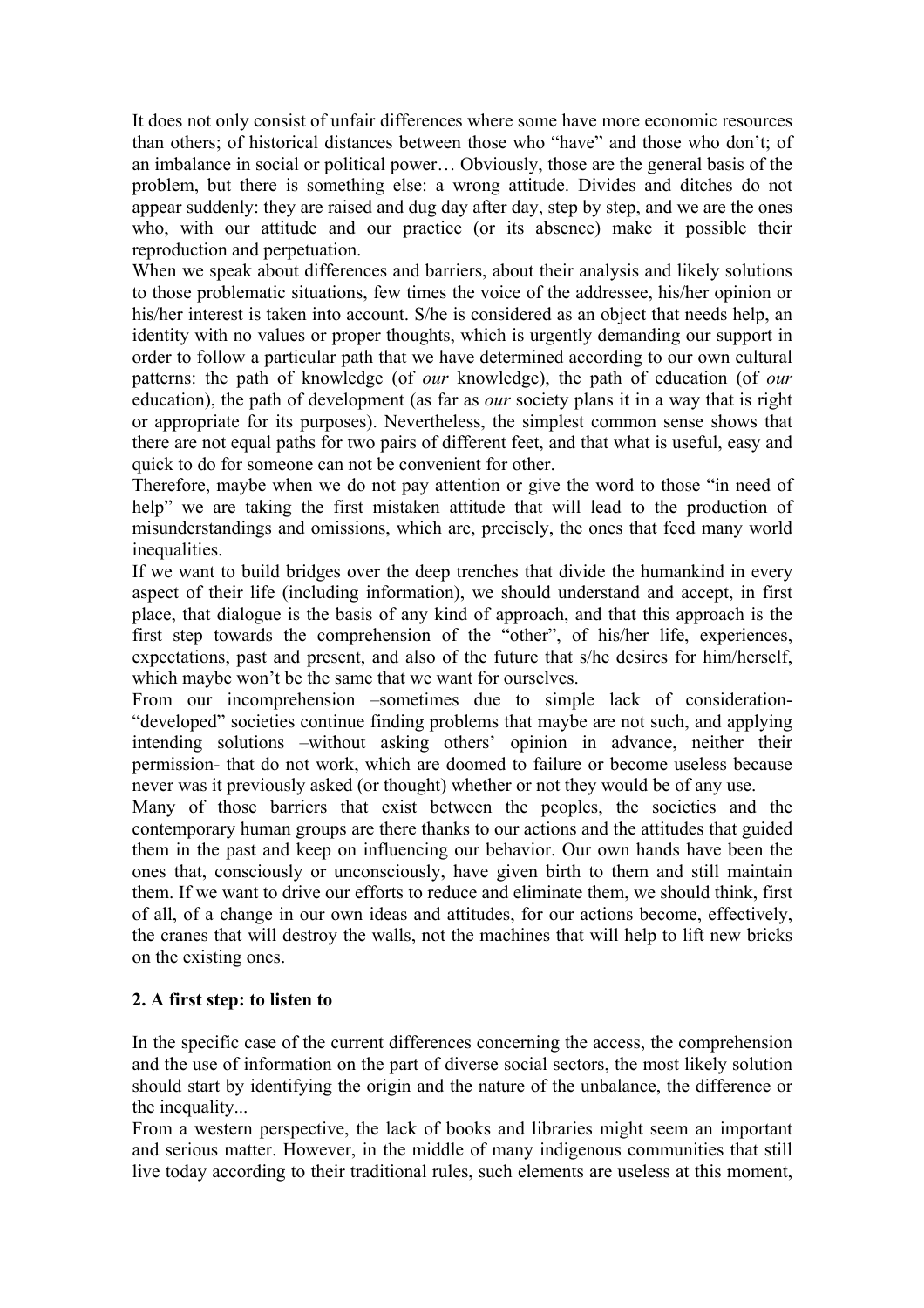It does not only consist of unfair differences where some have more economic resources than others; of historical distances between those who "have" and those who don't; of an imbalance in social or political power… Obviously, those are the general basis of the problem, but there is something else: a wrong attitude. Divides and ditches do not appear suddenly: they are raised and dug day after day, step by step, and we are the ones who, with our attitude and our practice (or its absence) make it possible their reproduction and perpetuation.

When we speak about differences and barriers, about their analysis and likely solutions to those problematic situations, few times the voice of the addressee, his/her opinion or his/her interest is taken into account. S/he is considered as an object that needs help, an identity with no values or proper thoughts, which is urgently demanding our support in order to follow a particular path that we have determined according to our own cultural patterns: the path of knowledge (of *our* knowledge), the path of education (of *our* education), the path of development (as far as *our* society plans it in a way that is right or appropriate for its purposes). Nevertheless, the simplest common sense shows that there are not equal paths for two pairs of different feet, and that what is useful, easy and quick to do for someone can not be convenient for other.

Therefore, maybe when we do not pay attention or give the word to those "in need of help" we are taking the first mistaken attitude that will lead to the production of misunderstandings and omissions, which are, precisely, the ones that feed many world inequalities.

If we want to build bridges over the deep trenches that divide the humankind in every aspect of their life (including information), we should understand and accept, in first place, that dialogue is the basis of any kind of approach, and that this approach is the first step towards the comprehension of the "other", of his/her life, experiences, expectations, past and present, and also of the future that s/he desires for him/herself, which maybe won't be the same that we want for ourselves.

From our incomprehension –sometimes due to simple lack of consideration- "developed" societies continue finding problems that maybe are not such, and applying intending solutions –without asking others' opinion in advance, neither their permission- that do not work, which are doomed to failure or become useless because never was it previously asked (or thought) whether or not they would be of any use.

Many of those barriers that exist between the peoples, the societies and the contemporary human groups are there thanks to our actions and the attitudes that guided them in the past and keep on influencing our behavior. Our own hands have been the ones that, consciously or unconsciously, have given birth to them and still maintain them. If we want to drive our efforts to reduce and eliminate them, we should think, first of all, of a change in our own ideas and attitudes, for our actions become, effectively, the cranes that will destroy the walls, not the machines that will help to lift new bricks on the existing ones.

## 2. A first step: to listen to

In the specific case of the current differences concerning the access, the comprehension and the use of information on the part of diverse social sectors, the most likely solution should start by identifying the origin and the nature of the unbalance, the difference or the inequality...

From a western perspective, the lack of books and libraries might seem an important and serious matter. However, in the middle of many indigenous communities that still live today according to their traditional rules, such elements are useless at this moment,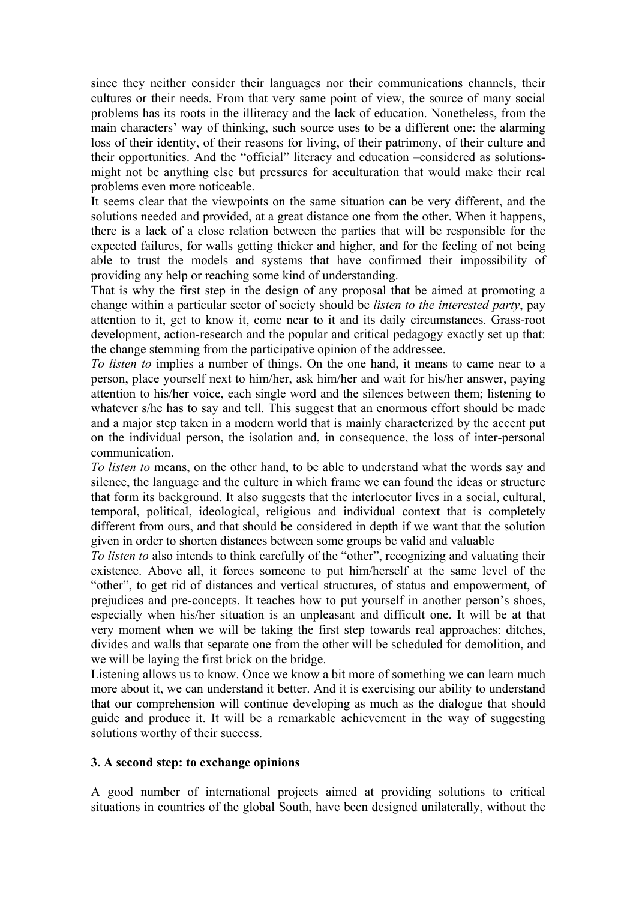since they neither consider their languages nor their communications channels, their cultures or their needs. From that very same point of view, the source of many social problems has its roots in the illiteracy and the lack of education. Nonetheless, from the main characters' way of thinking, such source uses to be a different one: the alarming loss of their identity, of their reasons for living, of their patrimony, of their culture and their opportunities. And the "official" literacy and education –considered as solutions- might not be anything else but pressures for acculturation that would make their real problems even more noticeable.

It seems clear that the viewpoints on the same situation can be very different, and the solutions needed and provided, at a great distance one from the other. When it happens, there is a lack of a close relation between the parties that will be responsible for the expected failures, for walls getting thicker and higher, and for the feeling of not being able to trust the models and systems that have confirmed their impossibility of providing any help or reaching some kind of understanding.

That is why the first step in the design of any proposal that be aimed at promoting a change within a particular sector of society should be *listen to the interested party*, pay attention to it, get to know it, come near to it and its daily circumstances. Grass-root development, action-research and the popular and critical pedagogy exactly set up that: the change stemming from the participative opinion of the addressee.

*To listen to* implies a number of things. On the one hand, it means to came near to a person, place yourself next to him/her, ask him/her and wait for his/her answer, paying attention to his/her voice, each single word and the silences between them; listening to whatever s/he has to say and tell. This suggest that an enormous effort should be made and a major step taken in a modern world that is mainly characterized by the accent put on the individual person, the isolation and, in consequence, the loss of inter-personal communication.

*To listen to* means, on the other hand, to be able to understand what the words say and silence, the language and the culture in which frame we can found the ideas or structure that form its background. It also suggests that the interlocutor lives in a social, cultural, temporal, political, ideological, religious and individual context that is completely different from ours, and that should be considered in depth if we want that the solution given in order to shorten distances between some groups be valid and valuable

*To listen to* also intends to think carefully of the "other", recognizing and valuating their existence. Above all, it forces someone to put him/herself at the same level of the "other", to get rid of distances and vertical structures, of status and empowerment, of prejudices and pre-concepts. It teaches how to put yourself in another person's shoes, especially when his/her situation is an unpleasant and difficult one. It will be at that very moment when we will be taking the first step towards real approaches: ditches, divides and walls that separate one from the other will be scheduled for demolition, and we will be laying the first brick on the bridge.

Listening allows us to know. Once we know a bit more of something we can learn much more about it, we can understand it better. And it is exercising our ability to understand that our comprehension will continue developing as much as the dialogue that should guide and produce it. It will be a remarkable achievement in the way of suggesting solutions worthy of their success.

### 3. A second step: to exchange opinions

A good number of international projects aimed at providing solutions to critical situations in countries of the global South, have been designed unilaterally, without the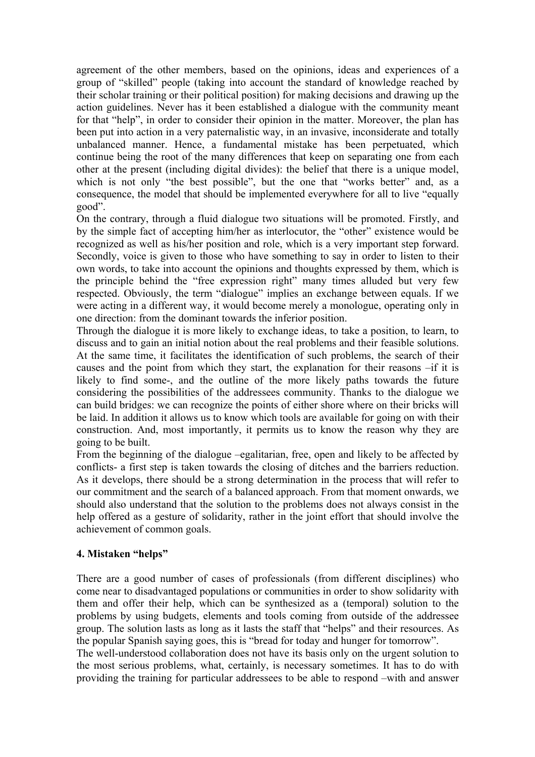agreement of the other members, based on the opinions, ideas and experiences of a group of "skilled" people (taking into account the standard of knowledge reached by their scholar training or their political position) for making decisions and drawing up the action guidelines. Never has it been established a dialogue with the community meant for that "help", in order to consider their opinion in the matter. Moreover, the plan has been put into action in a very paternalistic way, in an invasive, inconsiderate and totally unbalanced manner. Hence, a fundamental mistake has been perpetuated, which continue being the root of the many differences that keep on separating one from each other at the present (including digital divides): the belief that there is a unique model, which is not only "the best possible", but the one that "works better" and, as a consequence, the model that should be implemented everywhere for all to live "equally good".

On the contrary, through a fluid dialogue two situations will be promoted. Firstly, and by the simple fact of accepting him/her as interlocutor, the "other" existence would be recognized as well as his/her position and role, which is a very important step forward. Secondly, voice is given to those who have something to say in order to listen to their own words, to take into account the opinions and thoughts expressed by them, which is the principle behind the "free expression right" many times alluded but very few respected. Obviously, the term "dialogue" implies an exchange between equals. If we were acting in a different way, it would become merely a monologue, operating only in one direction: from the dominant towards the inferior position.

Through the dialogue it is more likely to exchange ideas, to take a position, to learn, to discuss and to gain an initial notion about the real problems and their feasible solutions. At the same time, it facilitates the identification of such problems, the search of their causes and the point from which they start, the explanation for their reasons –if it is likely to find some-, and the outline of the more likely paths towards the future considering the possibilities of the addressees community. Thanks to the dialogue we can build bridges: we can recognize the points of either shore where on their bricks will be laid. In addition it allows us to know which tools are available for going on with their construction. And, most importantly, it permits us to know the reason why they are going to be built.

From the beginning of the dialogue –egalitarian, free, open and likely to be affected by conflicts- a first step is taken towards the closing of ditches and the barriers reduction. As it develops, there should be a strong determination in the process that will refer to our commitment and the search of a balanced approach. From that moment onwards, we should also understand that the solution to the problems does not always consist in the help offered as a gesture of solidarity, rather in the joint effort that should involve the achievement of common goals.

## 4. Mistaken "helps"

There are a good number of cases of professionals (from different disciplines) who come near to disadvantaged populations or communities in order to show solidarity with them and offer their help, which can be synthesized as a (temporal) solution to the problems by using budgets, elements and tools coming from outside of the addressee group. The solution lasts as long as it lasts the staff that "helps" and their resources. As the popular Spanish saying goes, this is "bread for today and hunger for tomorrow".

The well-understood collaboration does not have its basis only on the urgent solution to the most serious problems, what, certainly, is necessary sometimes. It has to do with providing the training for particular addressees to be able to respond –with and answer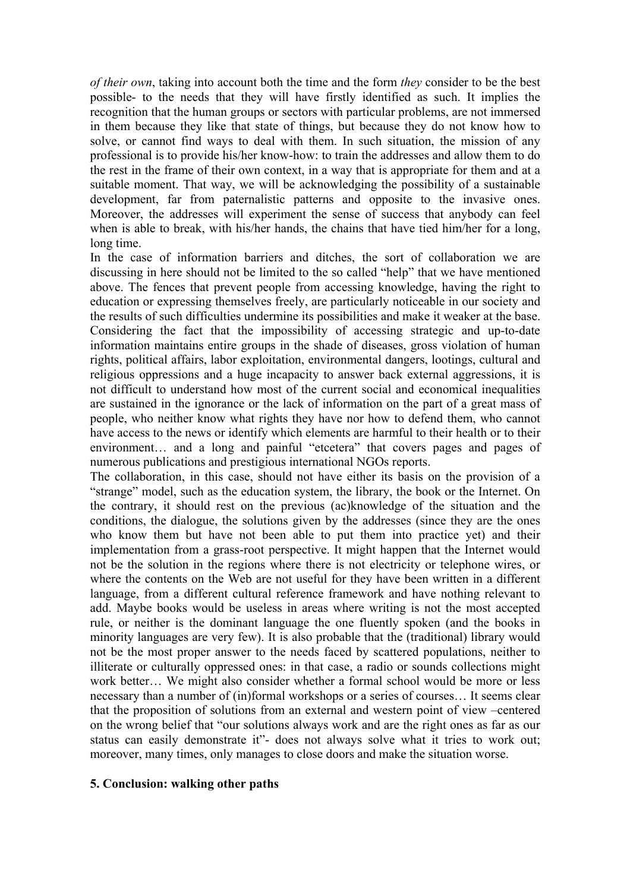*of their own*, taking into account both the time and the form *they* consider to be the best possible- to the needs that they will have firstly identified as such. It implies the recognition that the human groups or sectors with particular problems, are not immersed in them because they like that state of things, but because they do not know how to solve, or cannot find ways to deal with them. In such situation, the mission of any professional is to provide his/her know-how: to train the addresses and allow them to do the rest in the frame of their own context, in a way that is appropriate for them and at a suitable moment. That way, we will be acknowledging the possibility of a sustainable development, far from paternalistic patterns and opposite to the invasive ones. Moreover, the addresses will experiment the sense of success that anybody can feel when is able to break, with his/her hands, the chains that have tied him/her for a long, long time.

In the case of information barriers and ditches, the sort of collaboration we are discussing in here should not be limited to the so called "help" that we have mentioned above. The fences that prevent people from accessing knowledge, having the right to education or expressing themselves freely, are particularly noticeable in our society and the results of such difficulties undermine its possibilities and make it weaker at the base. Considering the fact that the impossibility of accessing strategic and up-to-date information maintains entire groups in the shade of diseases, gross violation of human rights, political affairs, labor exploitation, environmental dangers, lootings, cultural and religious oppressions and a huge incapacity to answer back external aggressions, it is not difficult to understand how most of the current social and economical inequalities are sustained in the ignorance or the lack of information on the part of a great mass of people, who neither know what rights they have nor how to defend them, who cannot have access to the news or identify which elements are harmful to their health or to their environment… and a long and painful "etcetera" that covers pages and pages of numerous publications and prestigious international NGOs reports.

The collaboration, in this case, should not have either its basis on the provision of a "strange" model, such as the education system, the library, the book or the Internet. On the contrary, it should rest on the previous (ac)knowledge of the situation and the conditions, the dialogue, the solutions given by the addresses (since they are the ones who know them but have not been able to put them into practice yet) and their implementation from a grass-root perspective. It might happen that the Internet would not be the solution in the regions where there is not electricity or telephone wires, or where the contents on the Web are not useful for they have been written in a different language, from a different cultural reference framework and have nothing relevant to add. Maybe books would be useless in areas where writing is not the most accepted rule, or neither is the dominant language the one fluently spoken (and the books in minority languages are very few). It is also probable that the (traditional) library would not be the most proper answer to the needs faced by scattered populations, neither to illiterate or culturally oppressed ones: in that case, a radio or sounds collections might work better… We might also consider whether a formal school would be more or less necessary than a number of (in)formal workshops or a series of courses… It seems clear that the proposition of solutions from an external and western point of view –centered on the wrong belief that "our solutions always work and are the right ones as far as our status can easily demonstrate it"- does not always solve what it tries to work out; moreover, many times, only manages to close doors and make the situation worse.

## 5. Conclusion: walking other paths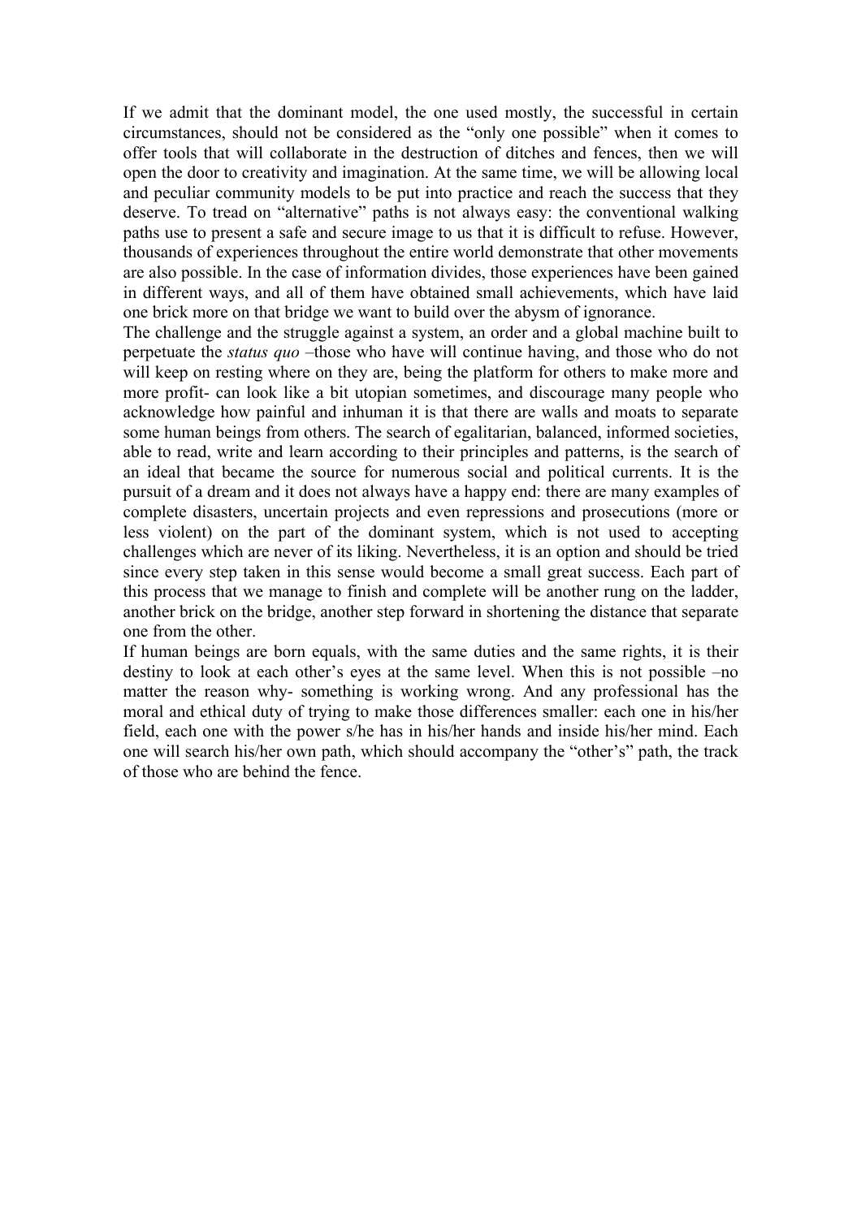If we admit that the dominant model, the one used mostly, the successful in certain circumstances, should not be considered as the "only one possible" when it comes to offer tools that will collaborate in the destruction of ditches and fences, then we will open the door to creativity and imagination. At the same time, we will be allowing local and peculiar community models to be put into practice and reach the success that they deserve. To tread on "alternative" paths is not always easy: the conventional walking paths use to present a safe and secure image to us that it is difficult to refuse. However, thousands of experiences throughout the entire world demonstrate that other movements are also possible. In the case of information divides, those experiences have been gained in different ways, and all of them have obtained small achievements, which have laid one brick more on that bridge we want to build over the abysm of ignorance.

The challenge and the struggle against a system, an order and a global machine built to perpetuate the *status quo* –those who have will continue having, and those who do not will keep on resting where on they are, being the platform for others to make more and more profit- can look like a bit utopian sometimes, and discourage many people who acknowledge how painful and inhuman it is that there are walls and moats to separate some human beings from others. The search of egalitarian, balanced, informed societies, able to read, write and learn according to their principles and patterns, is the search of an ideal that became the source for numerous social and political currents. It is the pursuit of a dream and it does not always have a happy end: there are many examples of complete disasters, uncertain projects and even repressions and prosecutions (more or less violent) on the part of the dominant system, which is not used to accepting challenges which are never of its liking. Nevertheless, it is an option and should be tried since every step taken in this sense would become a small great success. Each part of this process that we manage to finish and complete will be another rung on the ladder, another brick on the bridge, another step forward in shortening the distance that separate one from the other.

If human beings are born equals, with the same duties and the same rights, it is their destiny to look at each other's eyes at the same level. When this is not possible –no matter the reason why- something is working wrong. And any professional has the moral and ethical duty of trying to make those differences smaller: each one in his/her field, each one with the power s/he has in his/her hands and inside his/her mind. Each one will search his/her own path, which should accompany the "other's" path, the track of those who are behind the fence.